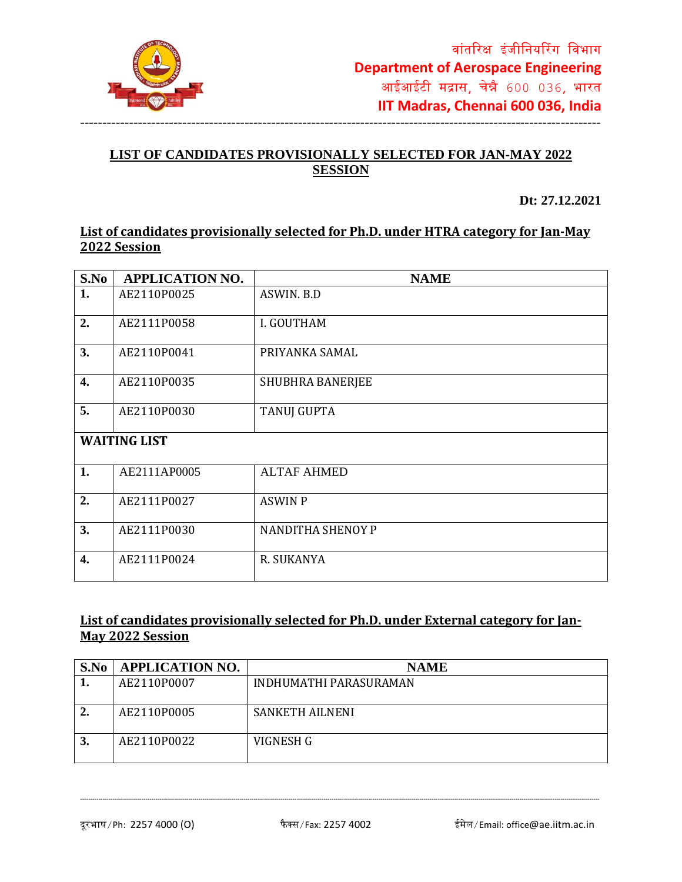वांतरिक्ष इंजीनियरिंग विभाग
**Department of Aerospace Engineering**
आईआईटी मद्रास, चेन्नै 600 036, भारत
**IIT Madras, Chennai 600 036, India**

# LIST OF CANDIDATES PROVISIONALLY SELECTED FOR JAN-MAY 2022 SESSION

**Dt: 27.12.2021**

## List of candidates provisionally selected for Ph.D. under HTRA category for Jan-May 2022 Session

| S.No | APPLICATION NO. | NAME |
|---|---|---|
| 1. | AE2110P0025 | ASWIN. B.D |
| 2. | AE2111P0058 | I. GOUTHAM |
| 3. | AE2110P0041 | PRIYANKA SAMAL |
| 4. | AE2110P0035 | SHUBHRA BANERJEE |
| 5. | AE2110P0030 | TANUJ GUPTA |
| **WAITING LIST** | | |
| 1. | AE2111AP0005 | ALTAF AHMED |
| 2. | AE2111P0027 | ASWIN P |
| 3. | AE2111P0030 | NANDITHA SHENOY P |
| 4. | AE2111P0024 | R. SUKANYA |

## List of candidates provisionally selected for Ph.D. under External category for Jan-May 2022 Session

| S.No | APPLICATION NO. | NAME |
|---|---|---|
| 1. | AE2110P0007 | INDHUMATHI PARASURAMAN |
| 2. | AE2110P0005 | SANKETH AILNENI |
| 3. | AE2110P0022 | VIGNESH G |

दूरभाष/Ph: 2257 4000 (O) फैक्स/Fax: 2257 4002 ईमेल/Email: office@ae.iitm.ac.in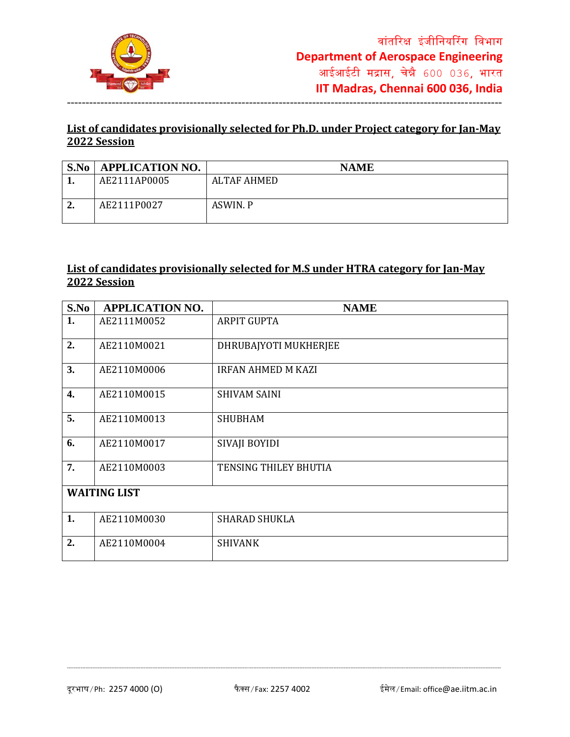वांतरिक्ष इंजीनियरिंग विभाग
**Department of Aerospace Engineering**
आईआईटी मद्रास, चेन्नै 600 036, भारत
**IIT Madras, Chennai 600 036, India**

## List of candidates provisionally selected for Ph.D. under Project category for Jan-May 2022 Session

| S.No | APPLICATION NO. | NAME |
|---|---|---|
| 1. | AE2111AP0005 | ALTAF AHMED |
| 2. | AE2111P0027 | ASWIN. P |

## List of candidates provisionally selected for M.S under HTRA category for Jan-May 2022 Session

| S.No | APPLICATION NO. | NAME |
|---|---|---|
| 1. | AE2111M0052 | ARPIT GUPTA |
| 2. | AE2110M0021 | DHRUBAJYOTI MUKHERJEE |
| 3. | AE2110M0006 | IRFAN AHMED M KAZI |
| 4. | AE2110M0015 | SHIVAM SAINI |
| 5. | AE2110M0013 | SHUBHAM |
| 6. | AE2110M0017 | SIVAJI BOYIDI |
| 7. | AE2110M0003 | TENSING THILEY BHUTIA |
| **WAITING LIST** | | |
| 1. | AE2110M0030 | SHARAD SHUKLA |
| 2. | AE2110M0004 | SHIVANK |

दूरभाष/Ph: 2257 4000 (O) फैक्स/Fax: 2257 4002 ईमेल/Email: office@ae.iitm.ac.in